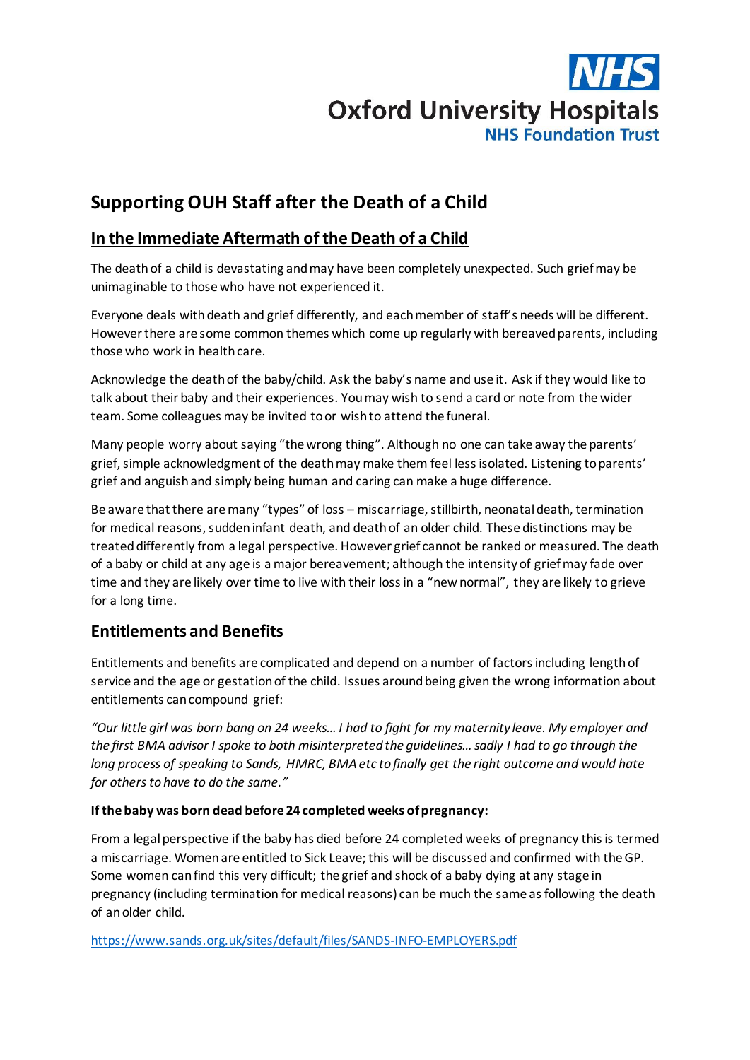NHS
Oxford University Hospitals
NHS Foundation Trust

# Supporting OUH Staff after the Death of a Child

## In the Immediate Aftermath of the Death of a Child

The death of a child is devastating and may have been completely unexpected. Such grief may be unimaginable to those who have not experienced it.

Everyone deals with death and grief differently, and each member of staff's needs will be different. However there are some common themes which come up regularly with bereaved parents, including those who work in health care.

Acknowledge the death of the baby/child. Ask the baby's name and use it. Ask if they would like to talk about their baby and their experiences. You may wish to send a card or note from the wider team. Some colleagues may be invited to or wish to attend the funeral.

Many people worry about saying "the wrong thing". Although no one can take away the parents' grief, simple acknowledgment of the death may make them feel less isolated. Listening to parents' grief and anguish and simply being human and caring can make a huge difference.

Be aware that there are many "types" of loss – miscarriage, stillbirth, neonatal death, termination for medical reasons, sudden infant death, and death of an older child. These distinctions may be treated differently from a legal perspective. However grief cannot be ranked or measured. The death of a baby or child at any age is a major bereavement; although the intensity of grief may fade over time and they are likely over time to live with their loss in a "new normal", they are likely to grieve for a long time.

## Entitlements and Benefits

Entitlements and benefits are complicated and depend on a number of factors including length of service and the age or gestation of the child. Issues around being given the wrong information about entitlements can compound grief:

*"Our little girl was born bang on 24 weeks… I had to fight for my maternity leave. My employer and the first BMA advisor I spoke to both misinterpreted the guidelines… sadly I had to go through the long process of speaking to Sands, HMRC, BMA etc to finally get the right outcome and would hate for others to have to do the same."*

**If the baby was born dead before 24 completed weeks of pregnancy:**

From a legal perspective if the baby has died before 24 completed weeks of pregnancy this is termed a miscarriage. Women are entitled to Sick Leave; this will be discussed and confirmed with the GP. Some women can find this very difficult; the grief and shock of a baby dying at any stage in pregnancy (including termination for medical reasons) can be much the same as following the death of an older child.

https://www.sands.org.uk/sites/default/files/SANDS-INFO-EMPLOYERS.pdf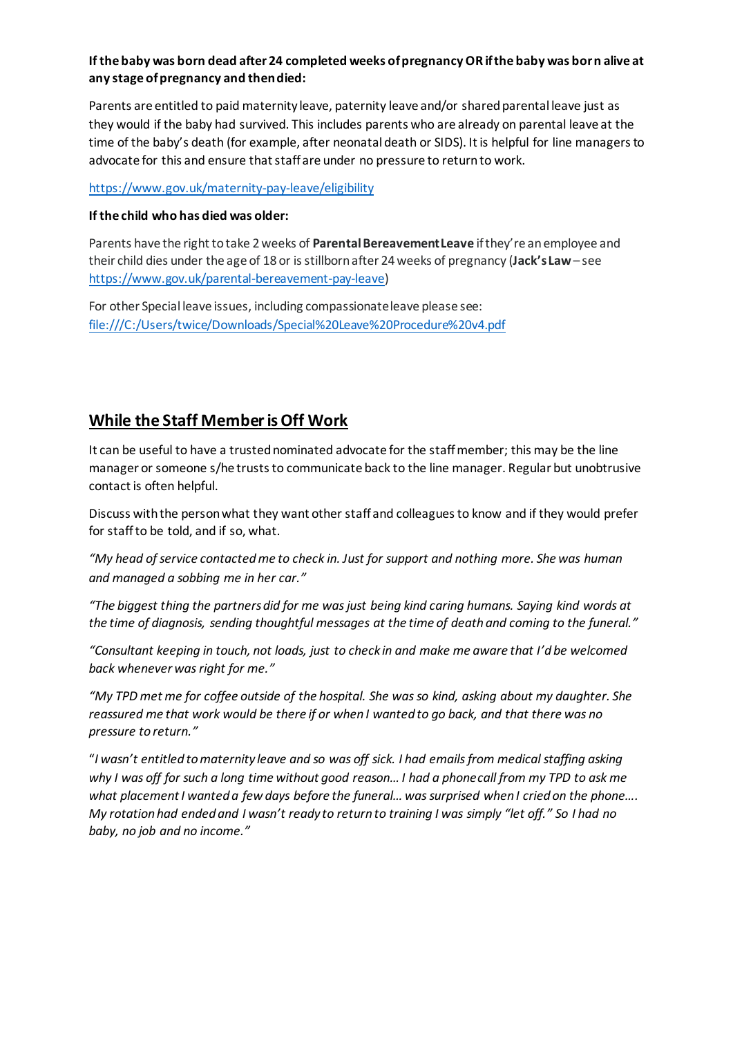**If the baby was born dead after 24 completed weeks of pregnancy OR if the baby was born alive at any stage of pregnancy and then died:**

Parents are entitled to paid maternity leave, paternity leave and/or shared parental leave just as they would if the baby had survived. This includes parents who are already on parental leave at the time of the baby's death (for example, after neonatal death or SIDS). It is helpful for line managers to advocate for this and ensure that staff are under no pressure to return to work.

[https://www.gov.uk/maternity-pay-leave/eligibility](https://www.gov.uk/maternity-pay-leave/eligibility)

**If the child who has died was older:**

Parents have the right to take 2 weeks of **Parental Bereavement Leave** if they're an employee and their child dies under the age of 18 or is stillborn after 24 weeks of pregnancy (**Jack's Law** – see [https://www.gov.uk/parental-bereavement-pay-leave](https://www.gov.uk/parental-bereavement-pay-leave))

For other Special leave issues, including compassionate leave please see: [file:///C:/Users/twice/Downloads/Special%20Leave%20Procedure%20v4.pdf](file:///C:/Users/twice/Downloads/Special%20Leave%20Procedure%20v4.pdf)

## While the Staff Member is Off Work

It can be useful to have a trusted nominated advocate for the staff member; this may be the line manager or someone s/he trusts to communicate back to the line manager. Regular but unobtrusive contact is often helpful.

Discuss with the person what they want other staff and colleagues to know and if they would prefer for staff to be told, and if so, what.

*"My head of service contacted me to check in. Just for support and nothing more. She was human and managed a sobbing me in her car."*

*"The biggest thing the partners did for me was just being kind caring humans. Saying kind words at the time of diagnosis, sending thoughtful messages at the time of death and coming to the funeral."*

*"Consultant keeping in touch, not loads, just to check in and make me aware that I'd be welcomed back whenever was right for me."*

*"My TPD met me for coffee outside of the hospital. She was so kind, asking about my daughter. She reassured me that work would be there if or when I wanted to go back, and that there was no pressure to return."*

"*I wasn't entitled to maternity leave and so was off sick. I had emails from medical staffing asking why I was off for such a long time without good reason… I had a phone call from my TPD to ask me what placement I wanted a few days before the funeral… was surprised when I cried on the phone…. My rotation had ended and I wasn't ready to return to training I was simply "let off." So I had no baby, no job and no income."*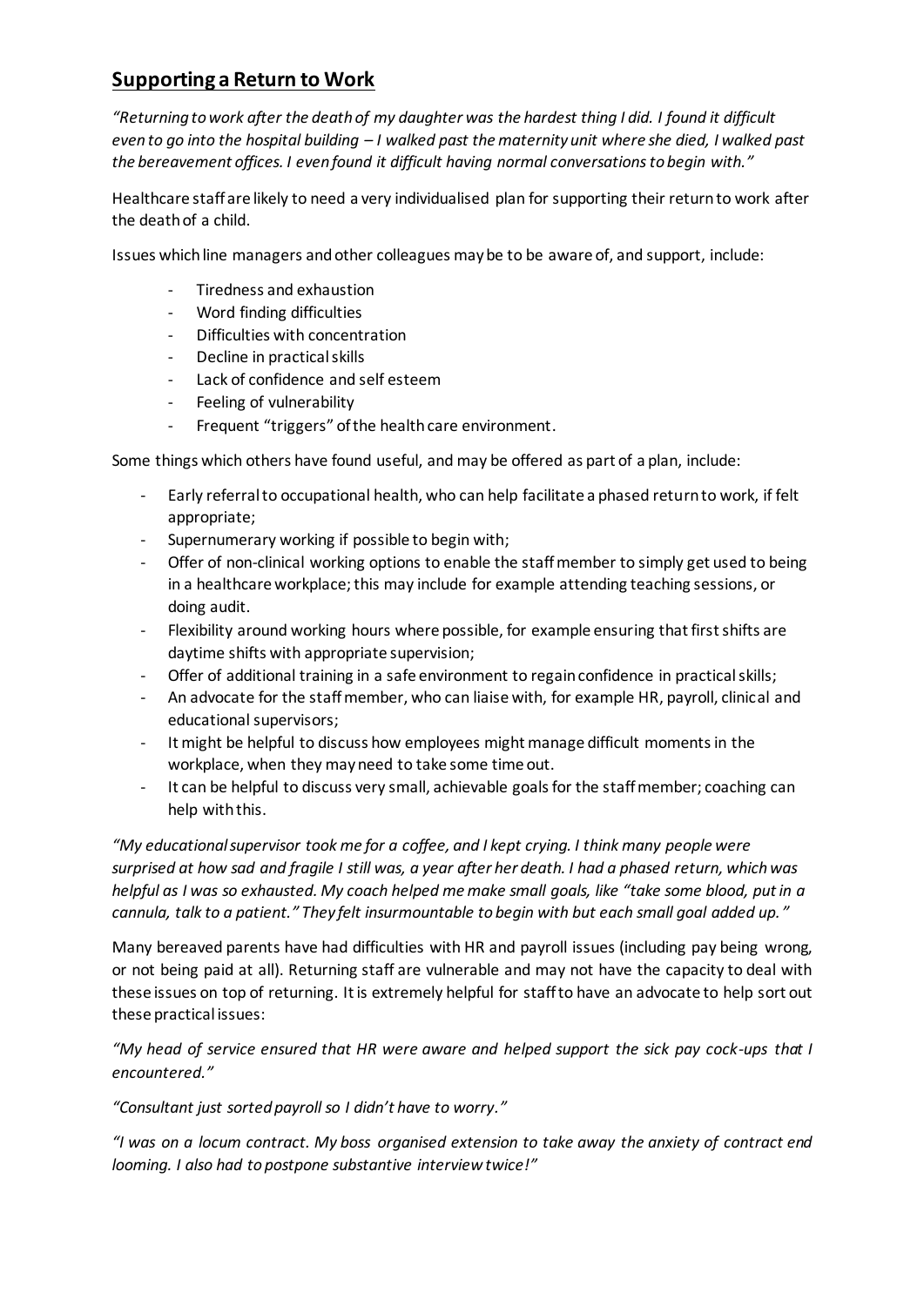## **Supporting a Return to Work**

*"Returning to work after the death of my daughter was the hardest thing I did. I found it difficult even to go into the hospital building – I walked past the maternity unit where she died, I walked past the bereavement offices. I even found it difficult having normal conversations to begin with."*

Healthcare staff are likely to need a very individualised plan for supporting their return to work after the death of a child.

Issues which line managers and other colleagues may be to be aware of, and support, include:

- Tiredness and exhaustion
- Word finding difficulties
- Difficulties with concentration
- Decline in practical skills
- Lack of confidence and self esteem
- Feeling of vulnerability
- Frequent "triggers" of the health care environment.

Some things which others have found useful, and may be offered as part of a plan, include:

- Early referral to occupational health, who can help facilitate a phased return to work, if felt appropriate;
- Supernumerary working if possible to begin with;
- Offer of non-clinical working options to enable the staff member to simply get used to being in a healthcare workplace; this may include for example attending teaching sessions, or doing audit.
- Flexibility around working hours where possible, for example ensuring that first shifts are daytime shifts with appropriate supervision;
- Offer of additional training in a safe environment to regain confidence in practical skills;
- An advocate for the staff member, who can liaise with, for example HR, payroll, clinical and educational supervisors;
- It might be helpful to discuss how employees might manage difficult moments in the workplace, when they may need to take some time out.
- It can be helpful to discuss very small, achievable goals for the staff member; coaching can help with this.

*"My educational supervisor took me for a coffee, and I kept crying. I think many people were surprised at how sad and fragile I still was, a year after her death. I had a phased return, which was helpful as I was so exhausted. My coach helped me make small goals, like "take some blood, put in a cannula, talk to a patient." They felt insurmountable to begin with but each small goal added up."*

Many bereaved parents have had difficulties with HR and payroll issues (including pay being wrong, or not being paid at all). Returning staff are vulnerable and may not have the capacity to deal with these issues on top of returning. It is extremely helpful for staff to have an advocate to help sort out these practical issues:

*"My head of service ensured that HR were aware and helped support the sick pay cock-ups that I encountered."*

*"Consultant just sorted payroll so I didn't have to worry."*

*"I was on a locum contract. My boss organised extension to take away the anxiety of contract end looming. I also had to postpone substantive interview twice!"*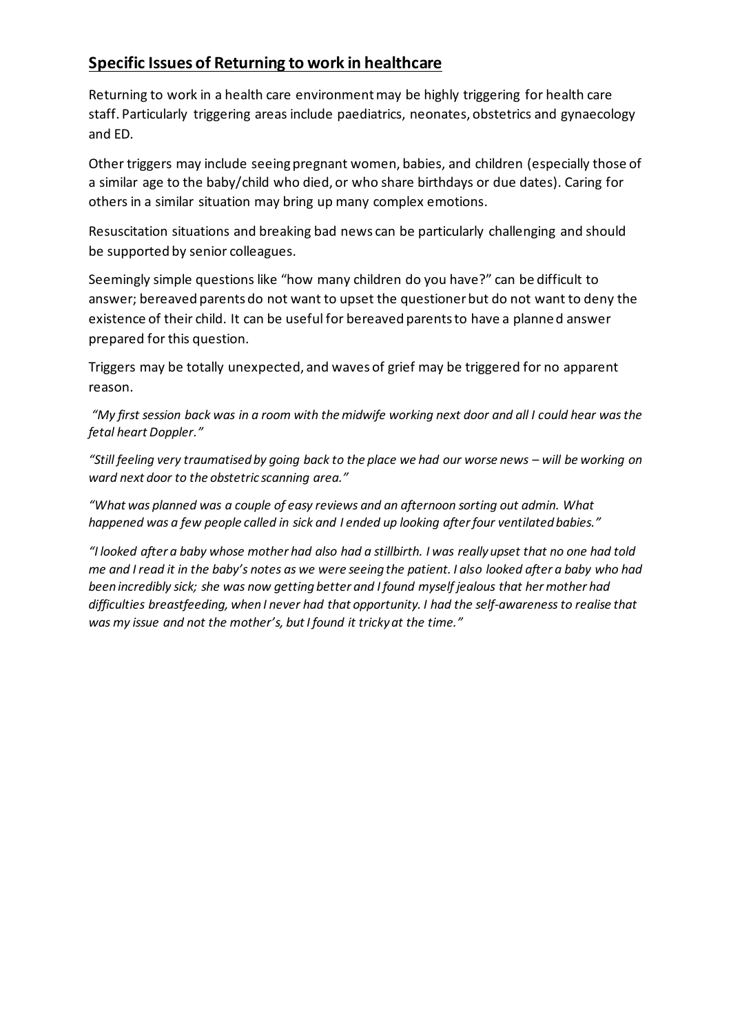## **Specific Issues of Returning to work in healthcare**

Returning to work in a health care environment may be highly triggering for health care staff. Particularly triggering areas include paediatrics, neonates, obstetrics and gynaecology and ED.

Other triggers may include seeing pregnant women, babies, and children (especially those of a similar age to the baby/child who died, or who share birthdays or due dates). Caring for others in a similar situation may bring up many complex emotions.

Resuscitation situations and breaking bad news can be particularly challenging and should be supported by senior colleagues.

Seemingly simple questions like "how many children do you have?" can be difficult to answer; bereaved parents do not want to upset the questioner but do not want to deny the existence of their child. It can be useful for bereaved parents to have a planned answer prepared for this question.

Triggers may be totally unexpected, and waves of grief may be triggered for no apparent reason.

*"My first session back was in a room with the midwife working next door and all I could hear was the fetal heart Doppler."*

*"Still feeling very traumatised by going back to the place we had our worse news – will be working on ward next door to the obstetric scanning area."*

*"What was planned was a couple of easy reviews and an afternoon sorting out admin. What happened was a few people called in sick and I ended up looking after four ventilated babies."*

*"I looked after a baby whose mother had also had a stillbirth. I was really upset that no one had told me and I read it in the baby's notes as we were seeing the patient. I also looked after a baby who had been incredibly sick; she was now getting better and I found myself jealous that her mother had difficulties breastfeeding, when I never had that opportunity. I had the self-awareness to realise that was my issue and not the mother's, but I found it tricky at the time."*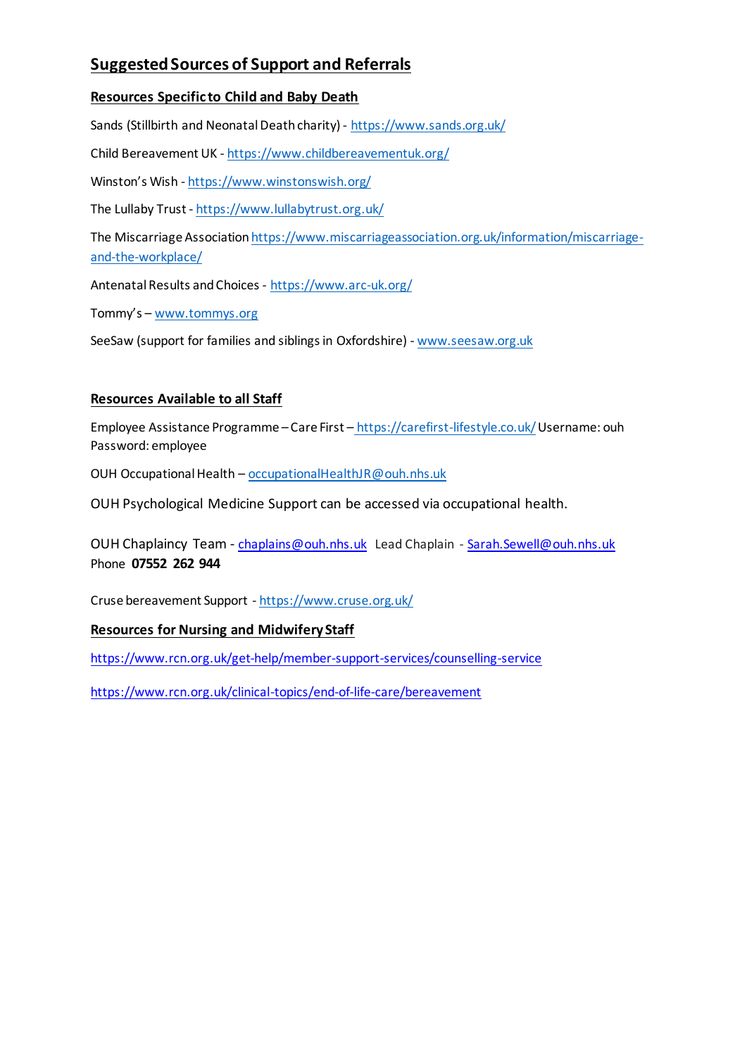## Suggested Sources of Support and Referrals

### Resources Specific to Child and Baby Death

Sands (Stillbirth and Neonatal Death charity) - https://www.sands.org.uk/

Child Bereavement UK - https://www.childbereavementuk.org/

Winston's Wish - https://www.winstonswish.org/

The Lullaby Trust - https://www.lullabytrust.org.uk/

The Miscarriage Association https://www.miscarriageassociation.org.uk/information/miscarriage-and-the-workplace/

Antenatal Results and Choices - https://www.arc-uk.org/

Tommy's – www.tommys.org

SeeSaw (support for families and siblings in Oxfordshire) - www.seesaw.org.uk

### Resources Available to all Staff

Employee Assistance Programme – Care First – https://carefirst-lifestyle.co.uk/ Username: ouh Password: employee

OUH Occupational Health – occupationalHealthJR@ouh.nhs.uk

OUH Psychological Medicine Support can be accessed via occupational health.

OUH Chaplaincy Team - chaplains@ouh.nhs.uk Lead Chaplain - Sarah.Sewell@ouh.nhs.uk
Phone **07552 262 944**

Cruse bereavement Support - https://www.cruse.org.uk/

### Resources for Nursing and Midwifery Staff

https://www.rcn.org.uk/get-help/member-support-services/counselling-service

https://www.rcn.org.uk/clinical-topics/end-of-life-care/bereavement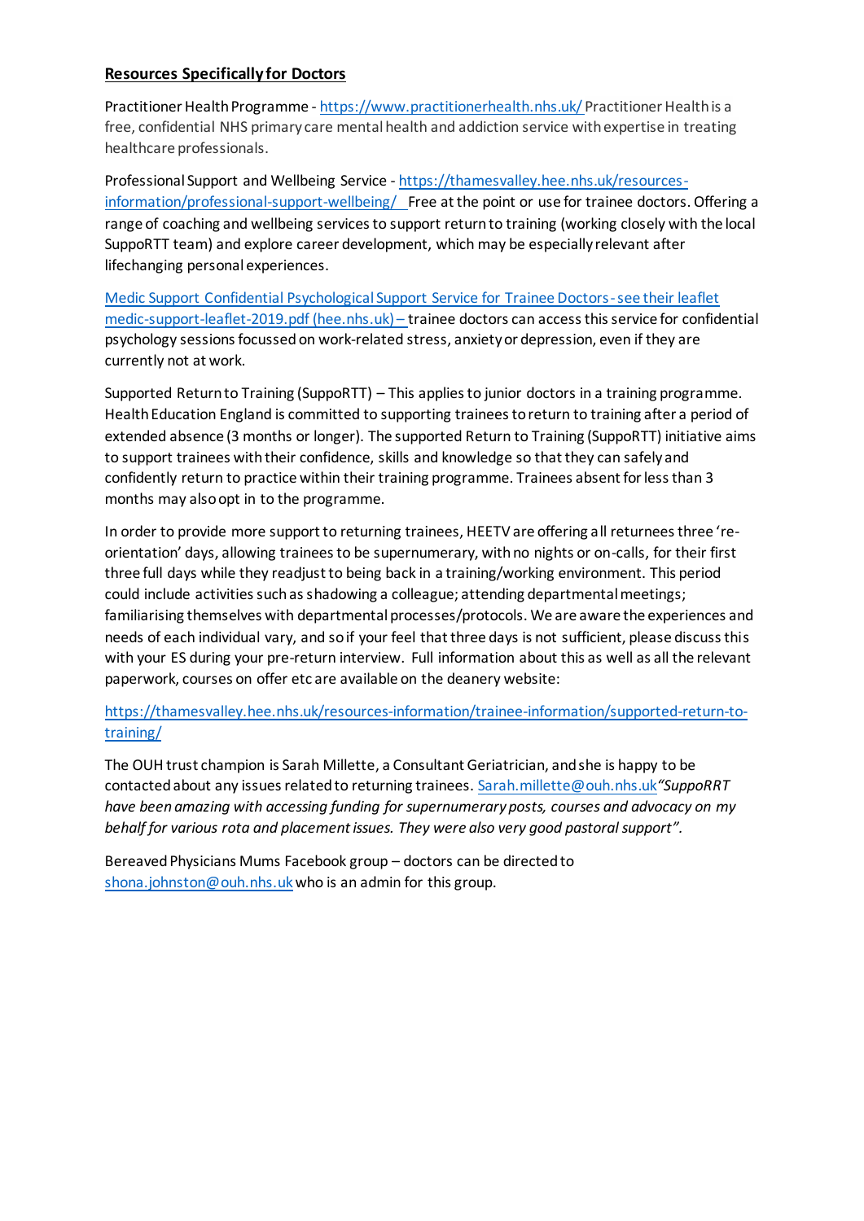**Resources Specifically for Doctors**

Practitioner Health Programme - [https://www.practitionerhealth.nhs.uk/](https://www.practitionerhealth.nhs.uk/) Practitioner Health is a free, confidential NHS primary care mental health and addiction service with expertise in treating healthcare professionals.

Professional Support and Wellbeing Service - [https://thamesvalley.hee.nhs.uk/resources-information/professional-support-wellbeing/](https://thamesvalley.hee.nhs.uk/resources-information/professional-support-wellbeing/) Free at the point or use for trainee doctors. Offering a range of coaching and wellbeing services to support return to training (working closely with the local SuppoRTT team) and explore career development, which may be especially relevant after lifechanging personal experiences.

Medic Support Confidential Psychological Support Service for Trainee Doctors - see their leaflet medic-support-leaflet-2019.pdf (hee.nhs.uk) – trainee doctors can access this service for confidential psychology sessions focussed on work-related stress, anxiety or depression, even if they are currently not at work.

Supported Return to Training (SuppoRTT) – This applies to junior doctors in a training programme. Health Education England is committed to supporting trainees to return to training after a period of extended absence (3 months or longer). The supported Return to Training (SuppoRTT) initiative aims to support trainees with their confidence, skills and knowledge so that they can safely and confidently return to practice within their training programme. Trainees absent for less than 3 months may also opt in to the programme.

In order to provide more support to returning trainees, HEETV are offering all returnees three 're-orientation' days, allowing trainees to be supernumerary, with no nights or on-calls, for their first three full days while they readjust to being back in a training/working environment. This period could include activities such as shadowing a colleague; attending departmental meetings; familiarising themselves with departmental processes/protocols. We are aware the experiences and needs of each individual vary, and so if your feel that three days is not sufficient, please discuss this with your ES during your pre-return interview. Full information about this as well as all the relevant paperwork, courses on offer etc are available on the deanery website:

[https://thamesvalley.hee.nhs.uk/resources-information/trainee-information/supported-return-to-training/](https://thamesvalley.hee.nhs.uk/resources-information/trainee-information/supported-return-to-training/)

The OUH trust champion is Sarah Millette, a Consultant Geriatrician, and she is happy to be contacted about any issues related to returning trainees. [Sarah.millette@ouh.nhs.uk](mailto:Sarah.millette@ouh.nhs.uk) *"SuppoRRT have been amazing with accessing funding for supernumerary posts, courses and advocacy on my behalf for various rota and placement issues. They were also very good pastoral support".*

Bereaved Physicians Mums Facebook group – doctors can be directed to [shona.johnston@ouh.nhs.uk](mailto:shona.johnston@ouh.nhs.uk) who is an admin for this group.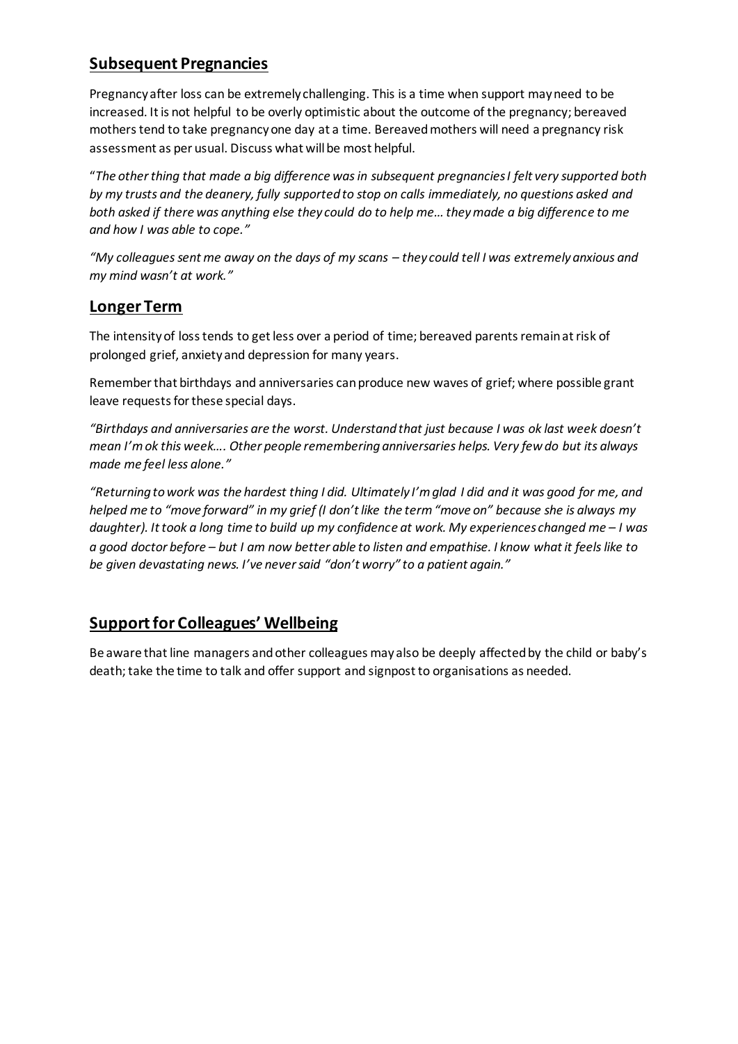## Subsequent Pregnancies

Pregnancy after loss can be extremely challenging. This is a time when support may need to be increased. It is not helpful to be overly optimistic about the outcome of the pregnancy; bereaved mothers tend to take pregnancy one day at a time. Bereaved mothers will need a pregnancy risk assessment as per usual. Discuss what will be most helpful.

"*The other thing that made a big difference was in subsequent pregnancies I felt very supported both by my trusts and the deanery, fully supported to stop on calls immediately, no questions asked and both asked if there was anything else they could do to help me… they made a big difference to me and how I was able to cope."*

*"My colleagues sent me away on the days of my scans – they could tell I was extremely anxious and my mind wasn't at work."*

## Longer Term

The intensity of loss tends to get less over a period of time; bereaved parents remain at risk of prolonged grief, anxiety and depression for many years.

Remember that birthdays and anniversaries can produce new waves of grief; where possible grant leave requests for these special days.

*"Birthdays and anniversaries are the worst. Understand that just because I was ok last week doesn't mean I'm ok this week…. Other people remembering anniversaries helps. Very few do but its always made me feel less alone."*

*"Returning to work was the hardest thing I did. Ultimately I'm glad I did and it was good for me, and helped me to "move forward" in my grief (I don't like the term "move on" because she is always my daughter). It took a long time to build up my confidence at work. My experiences changed me – I was a good doctor before – but I am now better able to listen and empathise. I know what it feels like to be given devastating news. I've never said "don't worry" to a patient again."*

## Support for Colleagues' Wellbeing

Be aware that line managers and other colleagues may also be deeply affected by the child or baby's death; take the time to talk and offer support and signpost to organisations as needed.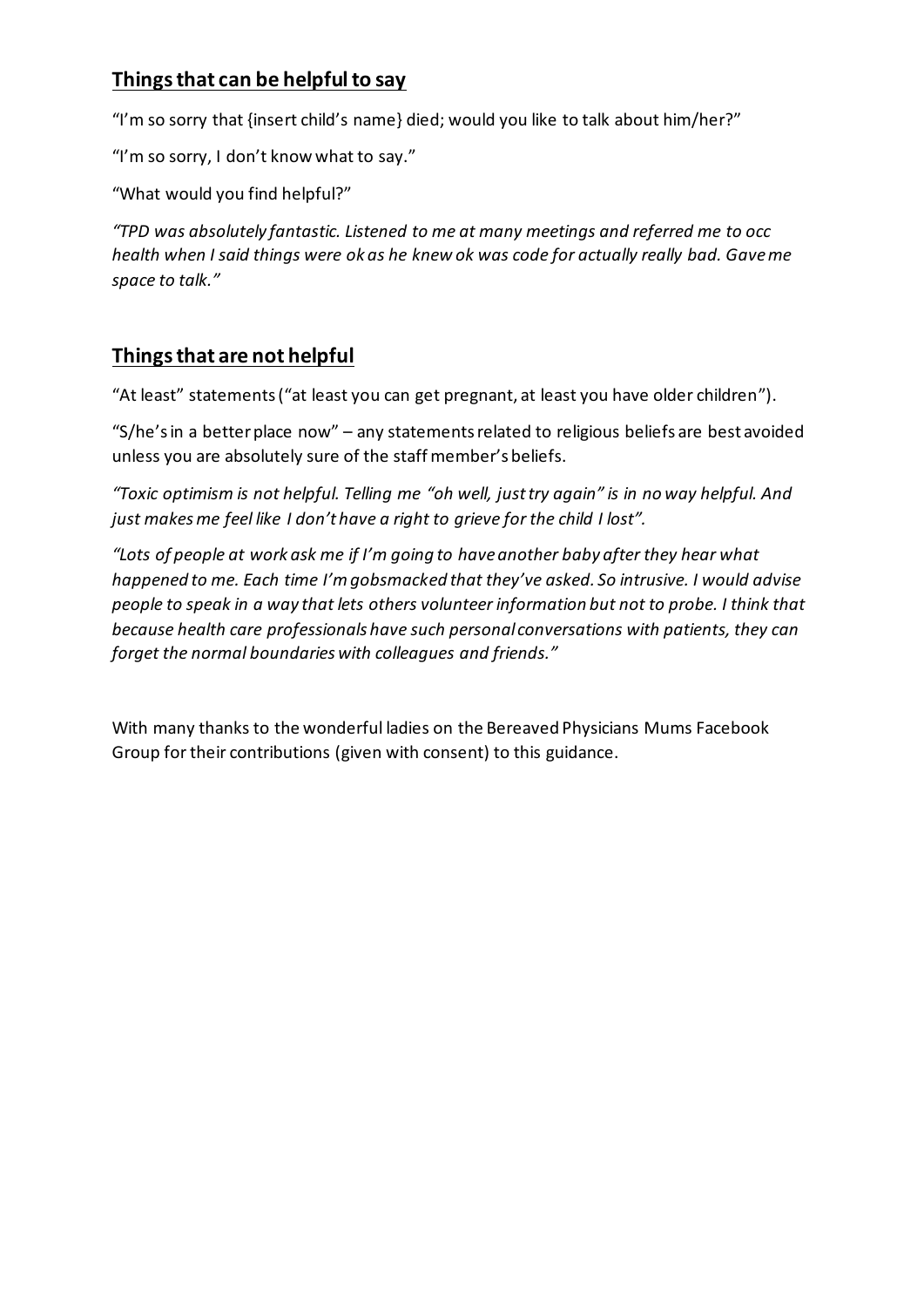## **Things that can be helpful to say**

"I'm so sorry that {insert child's name} died; would you like to talk about him/her?"

"I'm so sorry, I don't know what to say."

"What would you find helpful?"

*"TPD was absolutely fantastic. Listened to me at many meetings and referred me to occ health when I said things were ok as he knew ok was code for actually really bad. Gave me space to talk."*

## **Things that are not helpful**

"At least" statements ("at least you can get pregnant, at least you have older children").

"S/he's in a better place now" – any statements related to religious beliefs are best avoided unless you are absolutely sure of the staff member's beliefs.

*"Toxic optimism is not helpful. Telling me "oh well, just try again" is in no way helpful. And just makes me feel like I don't have a right to grieve for the child I lost".*

*"Lots of people at work ask me if I'm going to have another baby after they hear what happened to me. Each time I'm gobsmacked that they've asked. So intrusive. I would advise people to speak in a way that lets others volunteer information but not to probe. I think that because health care professionals have such personal conversations with patients, they can forget the normal boundaries with colleagues and friends."*

With many thanks to the wonderful ladies on the Bereaved Physicians Mums Facebook Group for their contributions (given with consent) to this guidance.